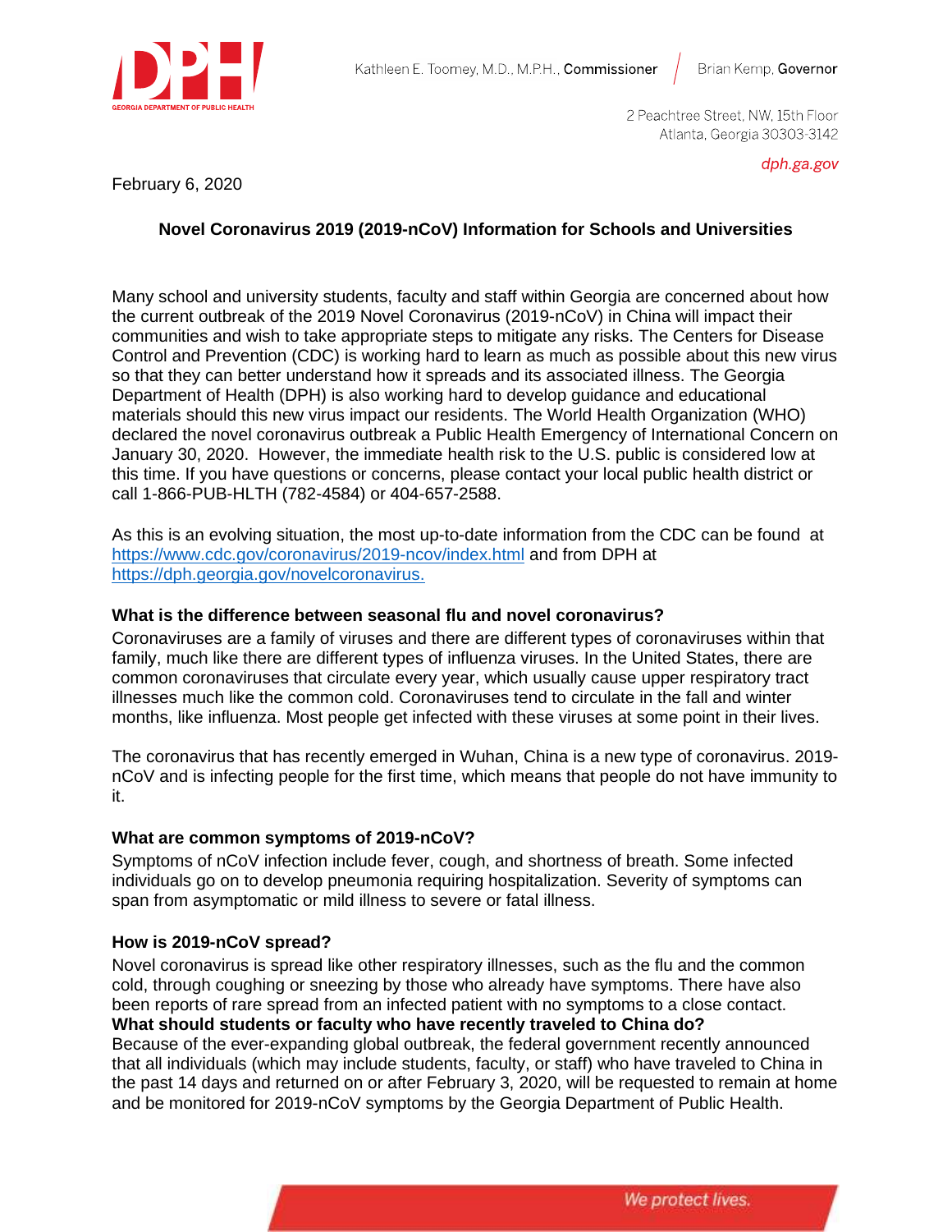Kathleen E. Toomey, M.D., M.P.H., **Commissioner** | Brian Kemp, **Governor**

2 Peachtree Street, NW, 15th Floor
Atlanta, Georgia 30303-3142

*dph.ga.gov*

February 6, 2020

**Novel Coronavirus 2019 (2019-nCoV) Information for Schools and Universities**

Many school and university students, faculty and staff within Georgia are concerned about how the current outbreak of the 2019 Novel Coronavirus (2019-nCoV) in China will impact their communities and wish to take appropriate steps to mitigate any risks. The Centers for Disease Control and Prevention (CDC) is working hard to learn as much as possible about this new virus so that they can better understand how it spreads and its associated illness. The Georgia Department of Health (DPH) is also working hard to develop guidance and educational materials should this new virus impact our residents. The World Health Organization (WHO) declared the novel coronavirus outbreak a Public Health Emergency of International Concern on January 30, 2020. However, the immediate health risk to the U.S. public is considered low at this time. If you have questions or concerns, please contact your local public health district or call 1-866-PUB-HLTH (782-4584) or 404-657-2588.

As this is an evolving situation, the most up-to-date information from the CDC can be found at https://www.cdc.gov/coronavirus/2019-ncov/index.html and from DPH at https://dph.georgia.gov/novelcoronavirus.

**What is the difference between seasonal flu and novel coronavirus?**

Coronaviruses are a family of viruses and there are different types of coronaviruses within that family, much like there are different types of influenza viruses. In the United States, there are common coronaviruses that circulate every year, which usually cause upper respiratory tract illnesses much like the common cold. Coronaviruses tend to circulate in the fall and winter months, like influenza. Most people get infected with these viruses at some point in their lives.

The coronavirus that has recently emerged in Wuhan, China is a new type of coronavirus. 2019-nCoV and is infecting people for the first time, which means that people do not have immunity to it.

**What are common symptoms of 2019-nCoV?**

Symptoms of nCoV infection include fever, cough, and shortness of breath. Some infected individuals go on to develop pneumonia requiring hospitalization. Severity of symptoms can span from asymptomatic or mild illness to severe or fatal illness.

**How is 2019-nCoV spread?**

Novel coronavirus is spread like other respiratory illnesses, such as the flu and the common cold, through coughing or sneezing by those who already have symptoms. There have also been reports of rare spread from an infected patient with no symptoms to a close contact.

**What should students or faculty who have recently traveled to China do?**

Because of the ever-expanding global outbreak, the federal government recently announced that all individuals (which may include students, faculty, or staff) who have traveled to China in the past 14 days and returned on or after February 3, 2020, will be requested to remain at home and be monitored for 2019-nCoV symptoms by the Georgia Department of Public Health.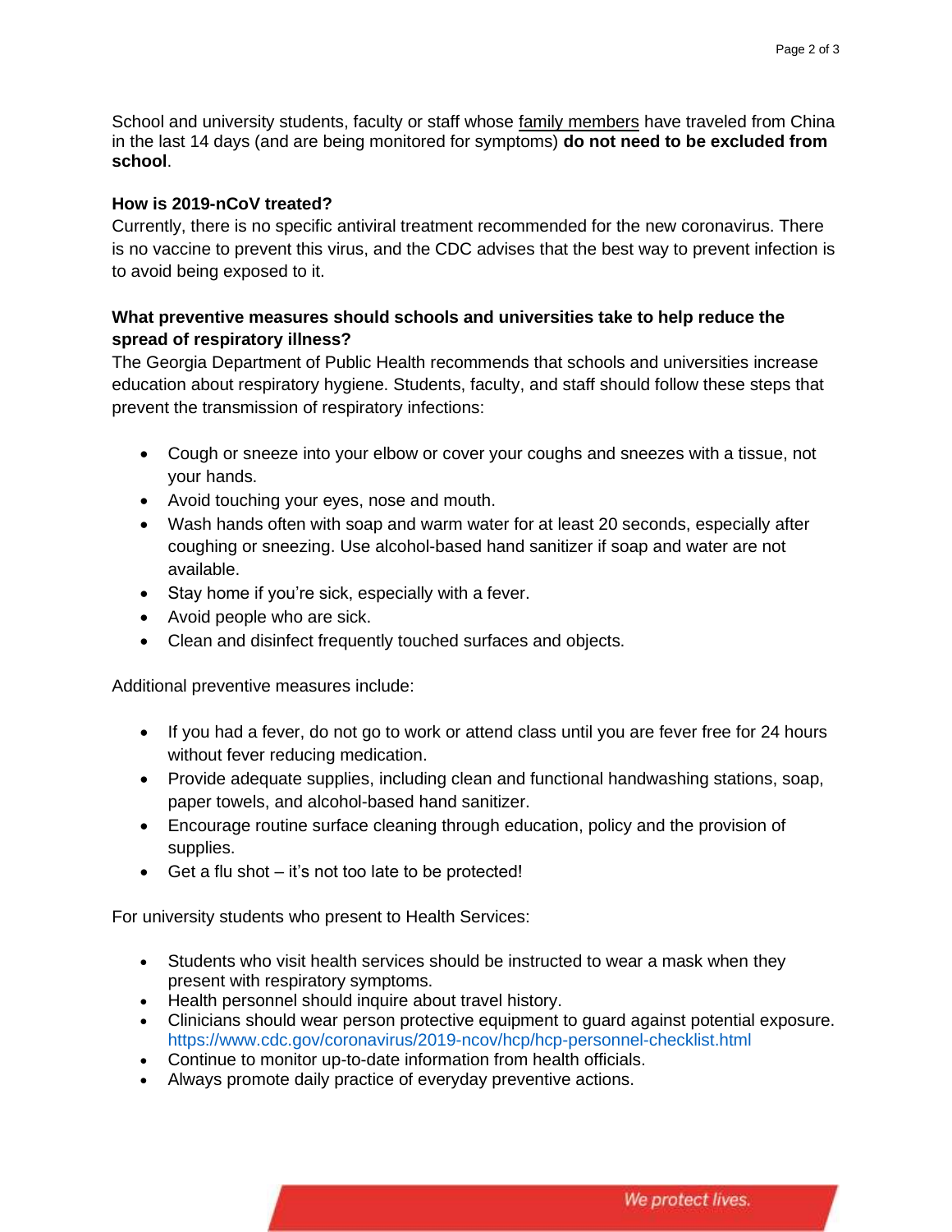School and university students, faculty or staff whose family members have traveled from China in the last 14 days (and are being monitored for symptoms) **do not need to be excluded from school**.

**How is 2019-nCoV treated?**

Currently, there is no specific antiviral treatment recommended for the new coronavirus. There is no vaccine to prevent this virus, and the CDC advises that the best way to prevent infection is to avoid being exposed to it.

**What preventive measures should schools and universities take to help reduce the spread of respiratory illness?**

The Georgia Department of Public Health recommends that schools and universities increase education about respiratory hygiene. Students, faculty, and staff should follow these steps that prevent the transmission of respiratory infections:

- Cough or sneeze into your elbow or cover your coughs and sneezes with a tissue, not your hands.
- Avoid touching your eyes, nose and mouth.
- Wash hands often with soap and warm water for at least 20 seconds, especially after coughing or sneezing. Use alcohol-based hand sanitizer if soap and water are not available.
- Stay home if you're sick, especially with a fever.
- Avoid people who are sick.
- Clean and disinfect frequently touched surfaces and objects.

Additional preventive measures include:

- If you had a fever, do not go to work or attend class until you are fever free for 24 hours without fever reducing medication.
- Provide adequate supplies, including clean and functional handwashing stations, soap, paper towels, and alcohol-based hand sanitizer.
- Encourage routine surface cleaning through education, policy and the provision of supplies.
- Get a flu shot – it's not too late to be protected!

For university students who present to Health Services:

- Students who visit health services should be instructed to wear a mask when they present with respiratory symptoms.
- Health personnel should inquire about travel history.
- Clinicians should wear person protective equipment to guard against potential exposure. https://www.cdc.gov/coronavirus/2019-ncov/hcp/hcp-personnel-checklist.html
- Continue to monitor up-to-date information from health officials.
- Always promote daily practice of everyday preventive actions.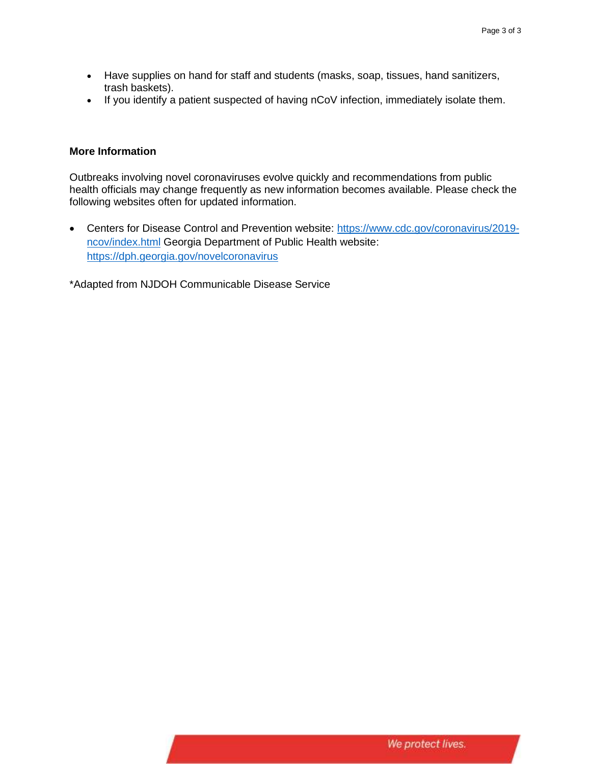- Have supplies on hand for staff and students (masks, soap, tissues, hand sanitizers, trash baskets).
- If you identify a patient suspected of having nCoV infection, immediately isolate them.

**More Information**

Outbreaks involving novel coronaviruses evolve quickly and recommendations from public health officials may change frequently as new information becomes available. Please check the following websites often for updated information.

- Centers for Disease Control and Prevention website: https://www.cdc.gov/coronavirus/2019-ncov/index.html Georgia Department of Public Health website: https://dph.georgia.gov/novelcoronavirus

*Adapted from NJDOH Communicable Disease Service

*We protect lives.*